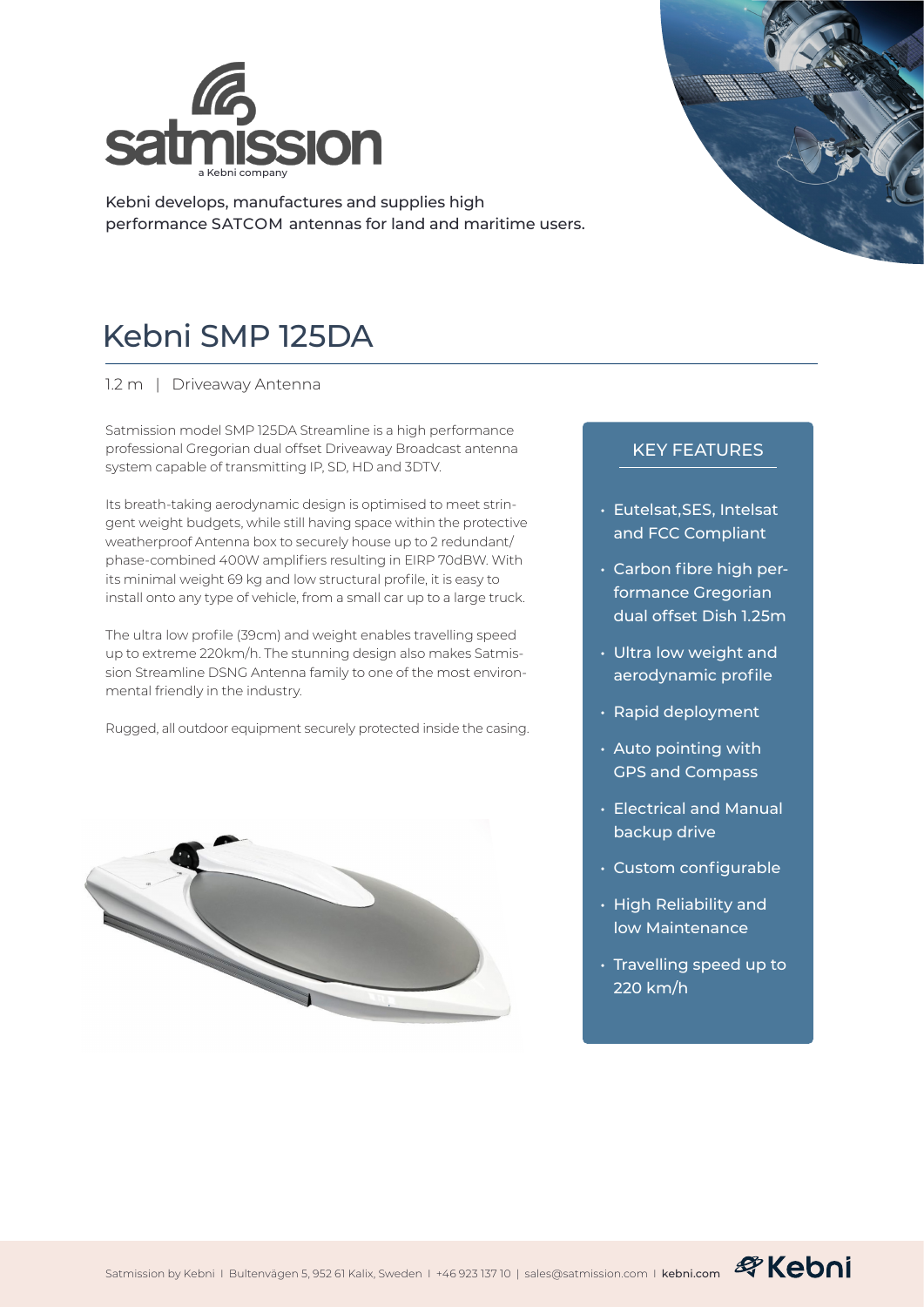satmission

a Kebni company

Kebni develops, manufactures and supplies high performance SATCOM antennas for land and maritime users.

# Kebni SMP 125DA

1.2 m | Driveaway Antenna

Satmission model SMP 125DA Streamline is a high performance professional Gregorian dual offset Driveaway Broadcast antenna system capable of transmitting IP, SD, HD and 3DTV.

Its breath-taking aerodynamic design is optimised to meet stringent weight budgets, while still having space within the protective weatherproof Antenna box to securely house up to 2 redundant/ phase-combined 400W amplifiers resulting in EIRP 70dBW. With its minimal weight 69 kg and low structural profile, it is easy to install onto any type of vehicle, from a small car up to a large truck.

The ultra low profile (39cm) and weight enables travelling speed up to extreme 220km/h. The stunning design also makes Satmission Streamline DSNG Antenna family to one of the most environmental friendly in the industry.

Rugged, all outdoor equipment securely protected inside the casing.

## KEY FEATURES

- Eutelsat,SES, Intelsat and FCC Compliant
- Carbon fibre high performance Gregorian dual offset Dish 1.25m
- Ultra low weight and aerodynamic profile
- Rapid deployment
- Auto pointing with GPS and Compass
- Electrical and Manual backup drive
- Custom configurable
- High Reliability and low Maintenance
- Travelling speed up to 220 km/h

Satmission by Kebni | Bultenvägen 5, 952 61 Kalix, Sweden | +46 923 137 10 | sales@satmission.com | kebni.com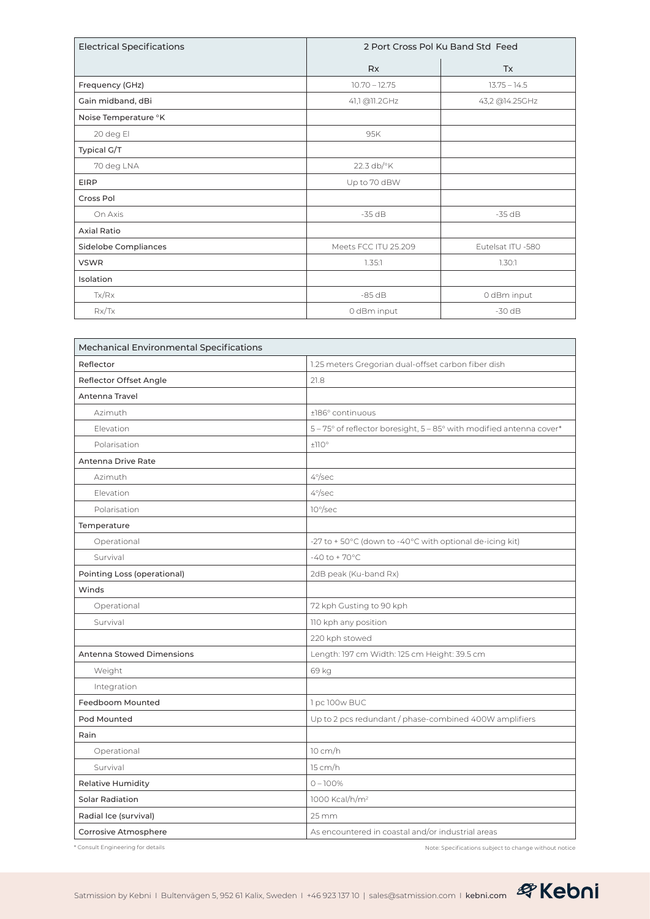| Electrical Specifications | 2 Port Cross Pol Ku Band Std Feed | |
|---|---|---|
| | Rx | Tx |
| Frequency (GHz) | 10.70 – 12.75 | 13.75 – 14.5 |
| Gain midband, dBi | 41,1 @11.2GHz | 43,2 @14.25GHz |
| Noise Temperature °K | | |
| 20 deg El | 95K | |
| Typical G/T | | |
| 70 deg LNA | 22.3 db/°K | |
| EIRP | Up to 70 dBW | |
| Cross Pol | | |
| On Axis | -35 dB | -35 dB |
| Axial Ratio | | |
| Sidelobe Compliances | Meets FCC ITU 25.209 | Eutelsat ITU -580 |
| VSWR | 1.35:1 | 1.30:1 |
| Isolation | | |
| Tx/Rx | -85 dB | 0 dBm input |
| Rx/Tx | 0 dBm input | -30 dB |

| Mechanical Environmental Specifications | |
|---|---|
| Reflector | 1.25 meters Gregorian dual-offset carbon fiber dish |
| Reflector Offset Angle | 21.8 |
| Antenna Travel | |
| Azimuth | ±186° continuous |
| Elevation | 5 – 75° of reflector boresight, 5 – 85° with modified antenna cover* |
| Polarisation | ±110° |
| Antenna Drive Rate | |
| Azimuth | 4°/sec |
| Elevation | 4°/sec |
| Polarisation | 10°/sec |
| Temperature | |
| Operational | -27 to + 50°C (down to -40°C with optional de-icing kit) |
| Survival | -40 to + 70°C |
| Pointing Loss (operational) | 2dB peak (Ku-band Rx) |
| Winds | |
| Operational | 72 kph Gusting to 90 kph |
| Survival | 110 kph any position |
| | 220 kph stowed |
| Antenna Stowed Dimensions | Length: 197 cm Width: 125 cm Height: 39.5 cm |
| Weight | 69 kg |
| Integration | |
| Feedboom Mounted | 1 pc 100w BUC |
| Pod Mounted | Up to 2 pcs redundant / phase-combined 400W amplifiers |
| Rain | |
| Operational | 10 cm/h |
| Survival | 15 cm/h |
| Relative Humidity | 0 – 100% |
| Solar Radiation | 1000 Kcal/h/m² |
| Radial Ice (survival) | 25 mm |
| Corrosive Atmosphere | As encountered in coastal and/or industrial areas |

\* Consult Engineering for details

Note: Specifications subject to change without notice

Satmission by Kebni | Bultenvägen 5, 952 61 Kalix, Sweden | +46 923 137 10 | sales@satmission.com | kebni.com